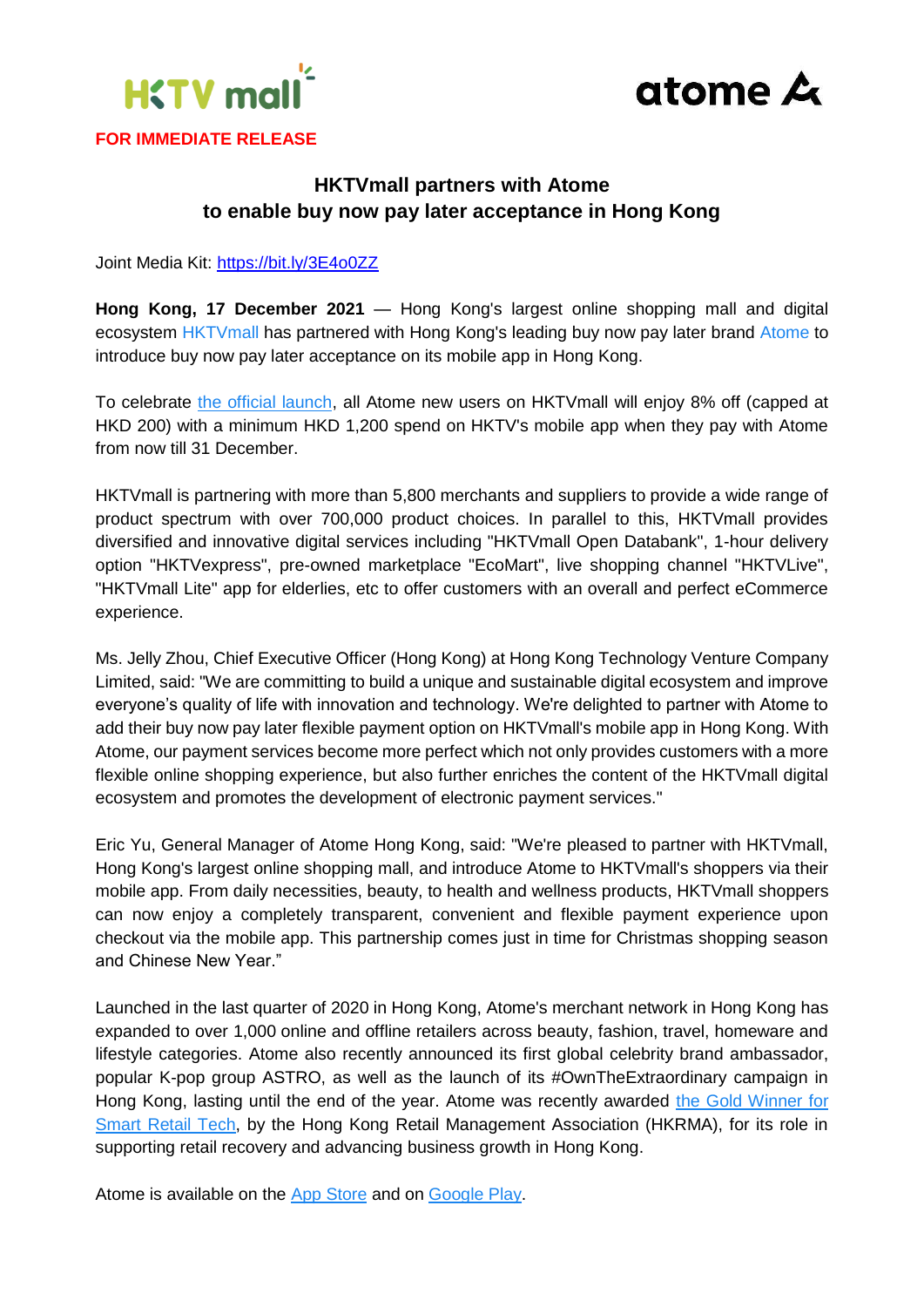FOR IMMEDIATE RELEASE

# HKTVmall partners with Atome to enable buy now pay later acceptance in Hong Kong

Joint Media Kit: https://bit.ly/3E4o0ZZ

**Hong Kong, 17 December 2021** — Hong Kong's largest online shopping mall and digital ecosystem HKTVmall has partnered with Hong Kong's leading buy now pay later brand Atome to introduce buy now pay later acceptance on its mobile app in Hong Kong.

To celebrate the official launch, all Atome new users on HKTVmall will enjoy 8% off (capped at HKD 200) with a minimum HKD 1,200 spend on HKTV's mobile app when they pay with Atome from now till 31 December.

HKTVmall is partnering with more than 5,800 merchants and suppliers to provide a wide range of product spectrum with over 700,000 product choices. In parallel to this, HKTVmall provides diversified and innovative digital services including "HKTVmall Open Databank", 1-hour delivery option "HKTVexpress", pre-owned marketplace "EcoMart", live shopping channel "HKTVLive", "HKTVmall Lite" app for elderlies, etc to offer customers with an overall and perfect eCommerce experience.

Ms. Jelly Zhou, Chief Executive Officer (Hong Kong) at Hong Kong Technology Venture Company Limited, said: "We are committing to build a unique and sustainable digital ecosystem and improve everyone's quality of life with innovation and technology. We're delighted to partner with Atome to add their buy now pay later flexible payment option on HKTVmall's mobile app in Hong Kong. With Atome, our payment services become more perfect which not only provides customers with a more flexible online shopping experience, but also further enriches the content of the HKTVmall digital ecosystem and promotes the development of electronic payment services."

Eric Yu, General Manager of Atome Hong Kong, said: "We're pleased to partner with HKTVmall, Hong Kong's largest online shopping mall, and introduce Atome to HKTVmall's shoppers via their mobile app. From daily necessities, beauty, to health and wellness products, HKTVmall shoppers can now enjoy a completely transparent, convenient and flexible payment experience upon checkout via the mobile app. This partnership comes just in time for Christmas shopping season and Chinese New Year."

Launched in the last quarter of 2020 in Hong Kong, Atome's merchant network in Hong Kong has expanded to over 1,000 online and offline retailers across beauty, fashion, travel, homeware and lifestyle categories. Atome also recently announced its first global celebrity brand ambassador, popular K-pop group ASTRO, as well as the launch of its #OwnTheExtraordinary campaign in Hong Kong, lasting until the end of the year. Atome was recently awarded the Gold Winner for Smart Retail Tech, by the Hong Kong Retail Management Association (HKRMA), for its role in supporting retail recovery and advancing business growth in Hong Kong.

Atome is available on the App Store and on Google Play.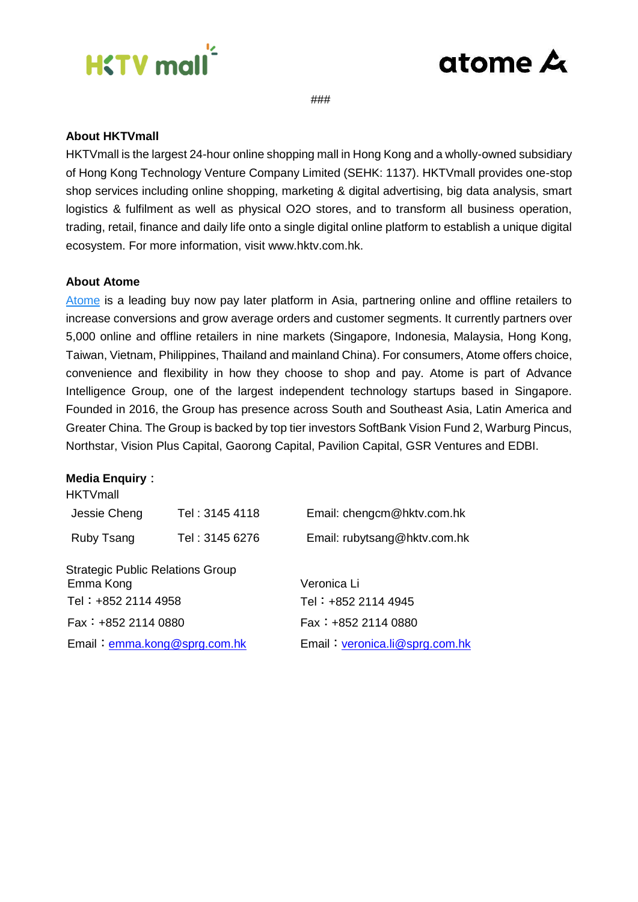###

**About HKTVmall**

HKTVmall is the largest 24-hour online shopping mall in Hong Kong and a wholly-owned subsidiary of Hong Kong Technology Venture Company Limited (SEHK: 1137). HKTVmall provides one-stop shop services including online shopping, marketing & digital advertising, big data analysis, smart logistics & fulfilment as well as physical O2O stores, and to transform all business operation, trading, retail, finance and daily life onto a single digital online platform to establish a unique digital ecosystem. For more information, visit www.hktv.com.hk.

**About Atome**

Atome is a leading buy now pay later platform in Asia, partnering online and offline retailers to increase conversions and grow average orders and customer segments. It currently partners over 5,000 online and offline retailers in nine markets (Singapore, Indonesia, Malaysia, Hong Kong, Taiwan, Vietnam, Philippines, Thailand and mainland China). For consumers, Atome offers choice, convenience and flexibility in how they choose to shop and pay. Atome is part of Advance Intelligence Group, one of the largest independent technology startups based in Singapore. Founded in 2016, the Group has presence across South and Southeast Asia, Latin America and Greater China. The Group is backed by top tier investors SoftBank Vision Fund 2, Warburg Pincus, Northstar, Vision Plus Capital, Gaorong Capital, Pavilion Capital, GSR Ventures and EDBI.

**Media Enquiry：**

HKTVmall

| | | |
|---|---|---|
| Jessie Cheng | Tel : 3145 4118 | Email: chengcm@hktv.com.hk |
| Ruby Tsang | Tel : 3145 6276 | Email: rubytsang@hktv.com.hk |

Strategic Public Relations Group

| | |
|---|---|
| Emma Kong | Veronica Li |
| Tel：+852 2114 4958 | Tel：+852 2114 4945 |
| Fax：+852 2114 0880 | Fax：+852 2114 0880 |
| Email：emma.kong@sprg.com.hk | Email：veronica.li@sprg.com.hk |